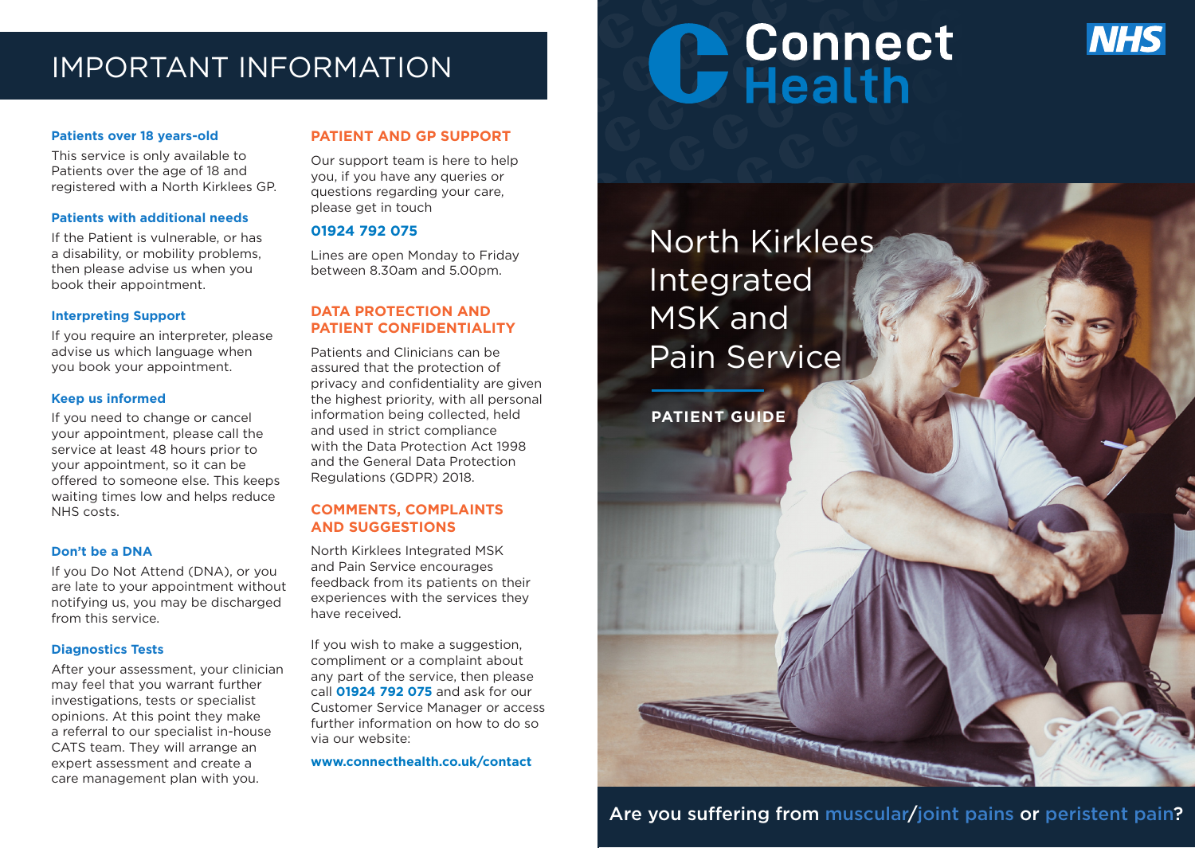# IMPORTANT INFORMATION

### Patients over 18 years-old

This service is only available to Patients over the age of 18 and registered with a North Kirklees GP.

### Patients with additional needs

If the Patient is vulnerable, or has a disability, or mobility problems, then please advise us when you book their appointment.

### Interpreting Support

If you require an interpreter, please advise us which language when you book your appointment.

### Keep us informed

If you need to change or cancel your appointment, please call the service at least 48 hours prior to your appointment, so it can be offered to someone else. This keeps waiting times low and helps reduce NHS costs.

### Don't be a DNA

If you Do Not Attend (DNA), or you are late to your appointment without notifying us, you may be discharged from this service.

### Diagnostics Tests

After your assessment, your clinician may feel that you warrant further investigations, tests or specialist opinions. At this point they make a referral to our specialist in-house CATS team. They will arrange an expert assessment and create a care management plan with you.

## PATIENT AND GP SUPPORT

Our support team is here to help you, if you have any queries or questions regarding your care, please get in touch

**01924 792 075**

Lines are open Monday to Friday between 8.30am and 5.00pm.

## DATA PROTECTION AND PATIENT CONFIDENTIALITY

Patients and Clinicians can be assured that the protection of privacy and confidentiality are given the highest priority, with all personal information being collected, held and used in strict compliance with the Data Protection Act 1998 and the General Data Protection Regulations (GDPR) 2018.

## COMMENTS, COMPLAINTS AND SUGGESTIONS

North Kirklees Integrated MSK and Pain Service encourages feedback from its patients on their experiences with the services they have received.

If you wish to make a suggestion, compliment or a complaint about any part of the service, then please call **01924 792 075** and ask for our Customer Service Manager or access further information on how to do so via our website:

**www.connecthealth.co.uk/contact**

Connect Health

NHS

# North Kirklees Integrated MSK and Pain Service

**PATIENT GUIDE**

Are you suffering from muscular/joint pains or peristent pain?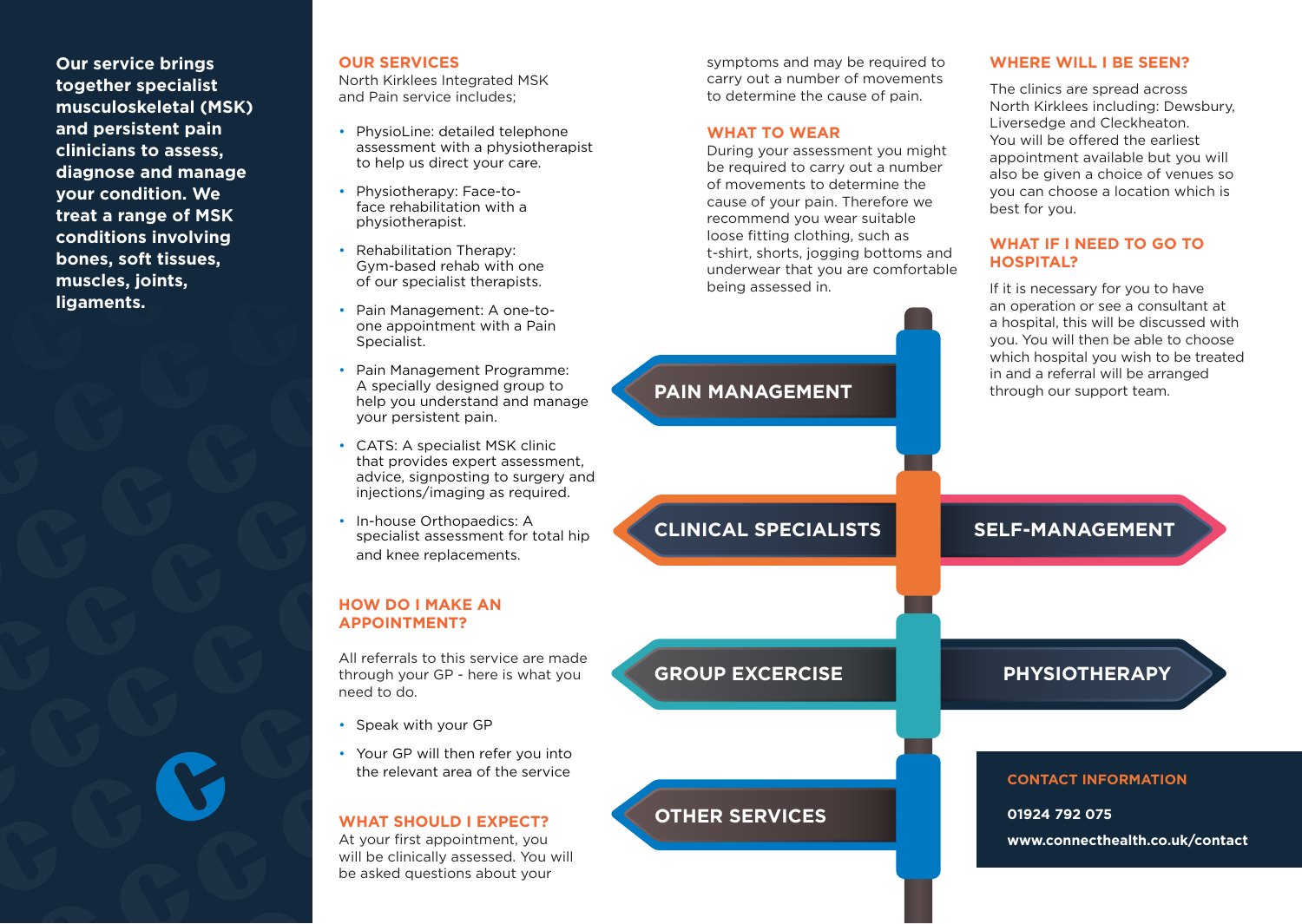**Our service brings together specialist musculoskeletal (MSK) and persistent pain clinicians to assess, diagnose and manage your condition. We treat a range of MSK conditions involving bones, soft tissues, muscles, joints, ligaments.**

## OUR SERVICES

North Kirklees Integrated MSK and Pain service includes;

- PhysioLine: detailed telephone assessment with a physiotherapist to help us direct your care.
- Physiotherapy: Face-to-face rehabilitation with a physiotherapist.
- Rehabilitation Therapy: Gym-based rehab with one of our specialist therapists.
- Pain Management: A one-to-one appointment with a Pain Specialist.
- Pain Management Programme: A specially designed group to help you understand and manage your persistent pain.
- CATS: A specialist MSK clinic that provides expert assessment, advice, signposting to surgery and injections/imaging as required.
- In-house Orthopaedics: A specialist assessment for total hip and knee replacements.

## HOW DO I MAKE AN APPOINTMENT?

All referrals to this service are made through your GP - here is what you need to do.

- Speak with your GP
- Your GP will then refer you into the relevant area of the service

## WHAT SHOULD I EXPECT?

At your first appointment, you will be clinically assessed. You will be asked questions about your symptoms and may be required to carry out a number of movements to determine the cause of pain.

## WHAT TO WEAR

During your assessment you might be required to carry out a number of movements to determine the cause of your pain. Therefore we recommend you wear suitable loose fitting clothing, such as t-shirt, shorts, jogging bottoms and underwear that you are comfortable being assessed in.

PAIN MANAGEMENT

CLINICAL SPECIALISTS

SELF-MANAGEMENT

GROUP EXCERCISE

PHYSIOTHERAPY

OTHER SERVICES

## WHERE WILL I BE SEEN?

The clinics are spread across North Kirklees including: Dewsbury, Liversedge and Cleckheaton. You will be offered the earliest appointment available but you will also be given a choice of venues so you can choose a location which is best for you.

## WHAT IF I NEED TO GO TO HOSPITAL?

If it is necessary for you to have an operation or see a consultant at a hospital, this will be discussed with you. You will then be able to choose which hospital you wish to be treated in and a referral will be arranged through our support team.

## CONTACT INFORMATION

**01924 792 075**

**www.connecthealth.co.uk/contact**